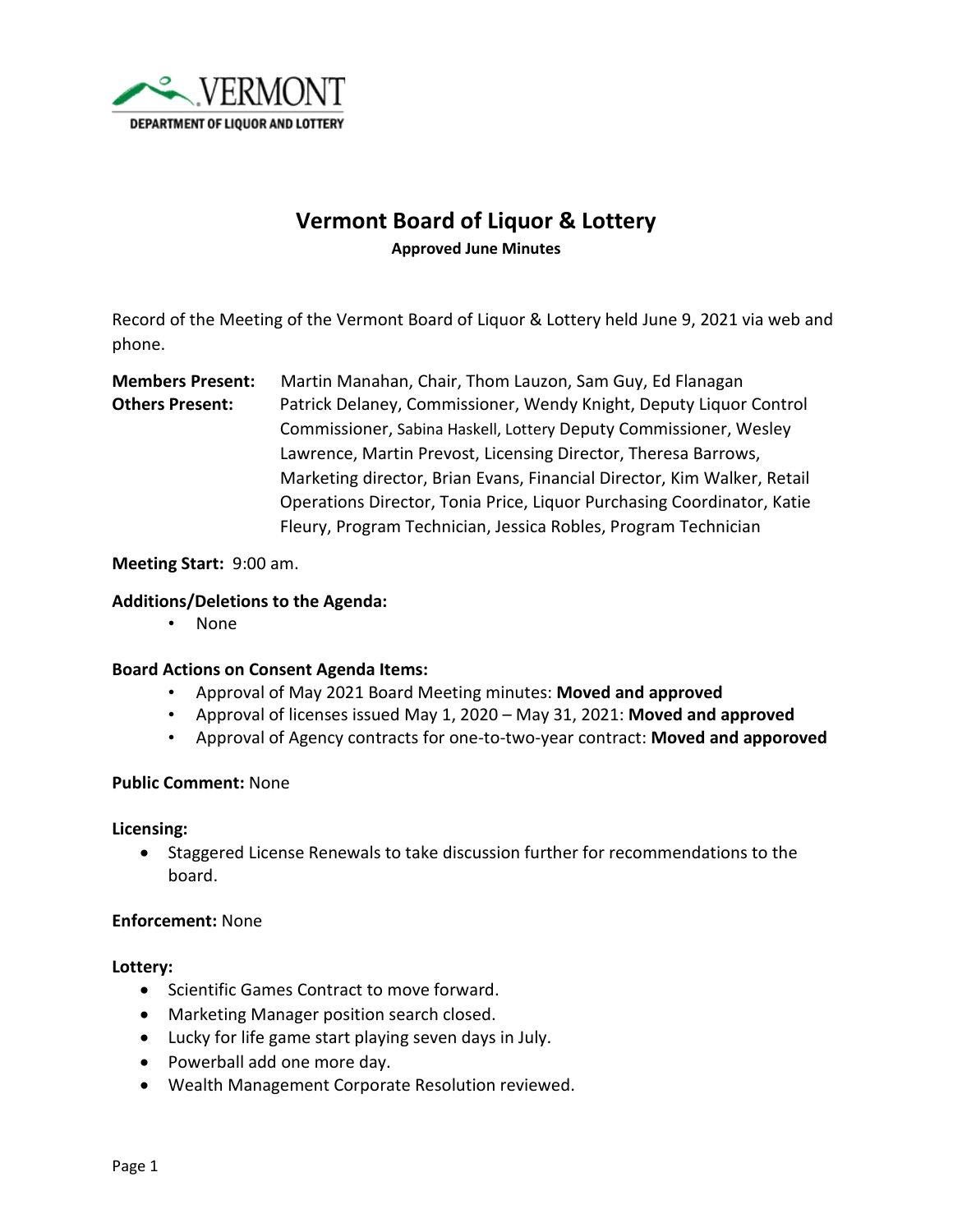VERMONT
DEPARTMENT OF LIQUOR AND LOTTERY

# Vermont Board of Liquor & Lottery

**Approved June Minutes**

Record of the Meeting of the Vermont Board of Liquor & Lottery held June 9, 2021 via web and phone.

**Members Present:** Martin Manahan, Chair, Thom Lauzon, Sam Guy, Ed Flanagan

**Others Present:** Patrick Delaney, Commissioner, Wendy Knight, Deputy Liquor Control Commissioner, Sabina Haskell, Lottery Deputy Commissioner, Wesley Lawrence, Martin Prevost, Licensing Director, Theresa Barrows, Marketing director, Brian Evans, Financial Director, Kim Walker, Retail Operations Director, Tonia Price, Liquor Purchasing Coordinator, Katie Fleury, Program Technician, Jessica Robles, Program Technician

**Meeting Start:** 9:00 am.

**Additions/Deletions to the Agenda:**

- None

**Board Actions on Consent Agenda Items:**

- Approval of May 2021 Board Meeting minutes: **Moved and approved**
- Approval of licenses issued May 1, 2020 – May 31, 2021: **Moved and approved**
- Approval of Agency contracts for one-to-two-year contract: **Moved and apporoved**

**Public Comment:** None

**Licensing:**

- Staggered License Renewals to take discussion further for recommendations to the board.

**Enforcement:** None

**Lottery:**

- Scientific Games Contract to move forward.
- Marketing Manager position search closed.
- Lucky for life game start playing seven days in July.
- Powerball add one more day.
- Wealth Management Corporate Resolution reviewed.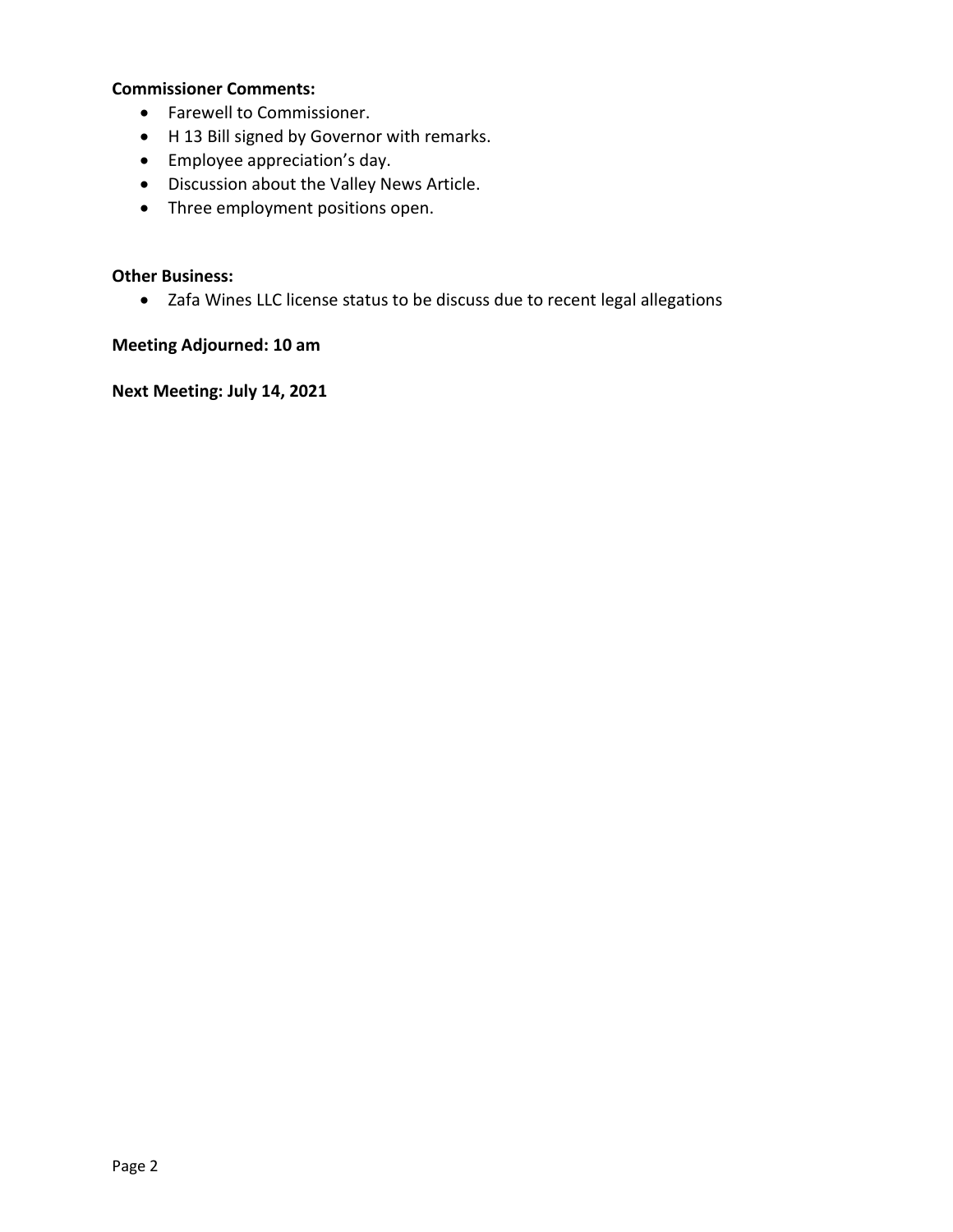**Commissioner Comments:**

- Farewell to Commissioner.
- H 13 Bill signed by Governor with remarks.
- Employee appreciation's day.
- Discussion about the Valley News Article.
- Three employment positions open.

**Other Business:**

- Zafa Wines LLC license status to be discuss due to recent legal allegations

**Meeting Adjourned: 10 am**

**Next Meeting: July 14, 2021**